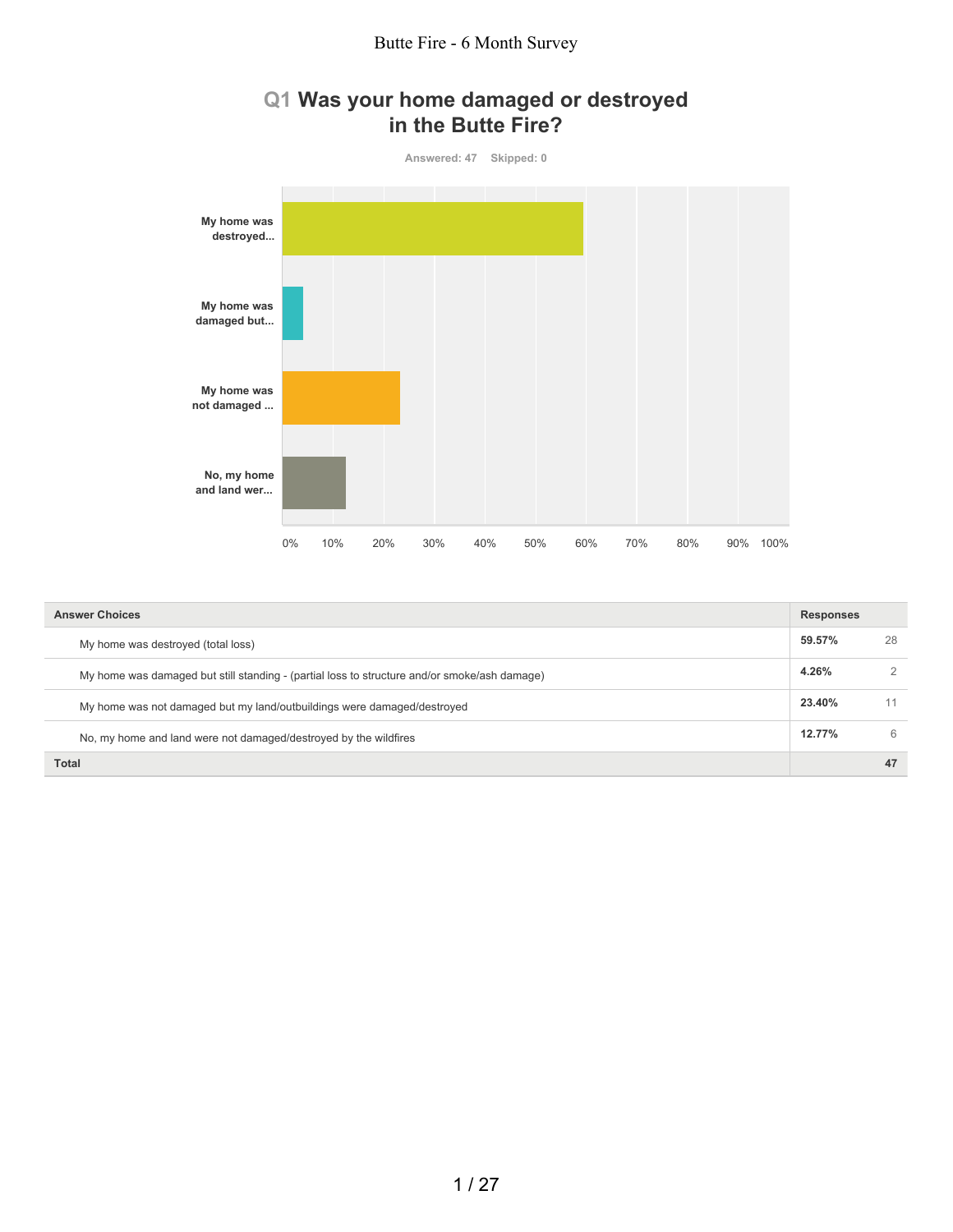# Butte Fire - 6 Month Survey

## Q1 Was your home damaged or destroyed in the Butte Fire?

Answered: 47 Skipped: 0

| Answer Choices | Responses | |
|---|---|---|
| My home was destroyed (total loss) | **59.57%** | 28 |
| My home was damaged but still standing - (partial loss to structure and/or smoke/ash damage) | **4.26%** | 2 |
| My home was not damaged but my land/outbuildings were damaged/destroyed | **23.40%** | 11 |
| No, my home and land were not damaged/destroyed by the wildfires | **12.77%** | 6 |
| **Total** | | **47** |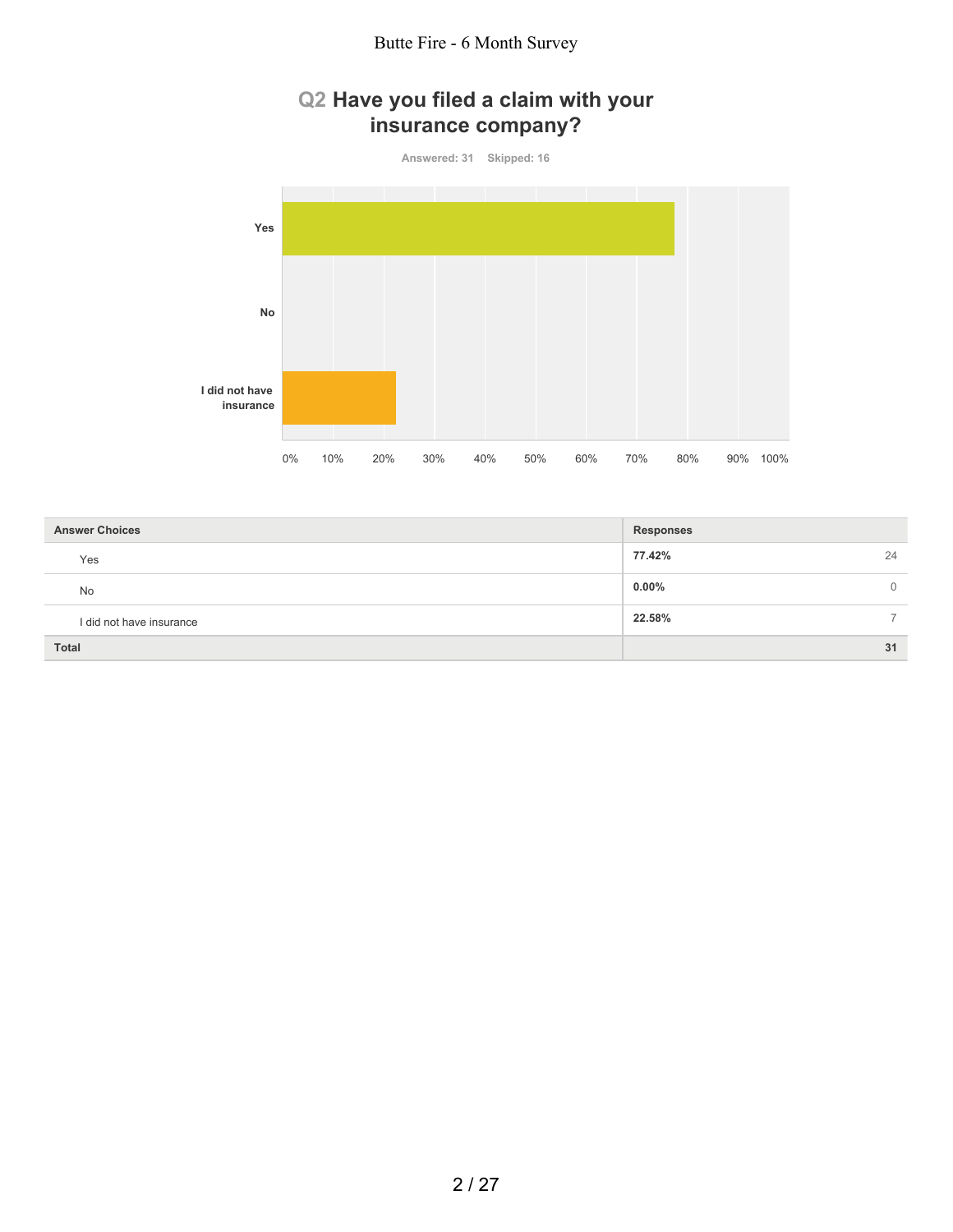## Q2 Have you filed a claim with your insurance company?

Answered: 31 Skipped: 16

| Answer Choices | Responses | |
|---|---|---|
| Yes | 77.42% | 24 |
| No | 0.00% | 0 |
| I did not have insurance | 22.58% | 7 |
| **Total** | | **31** |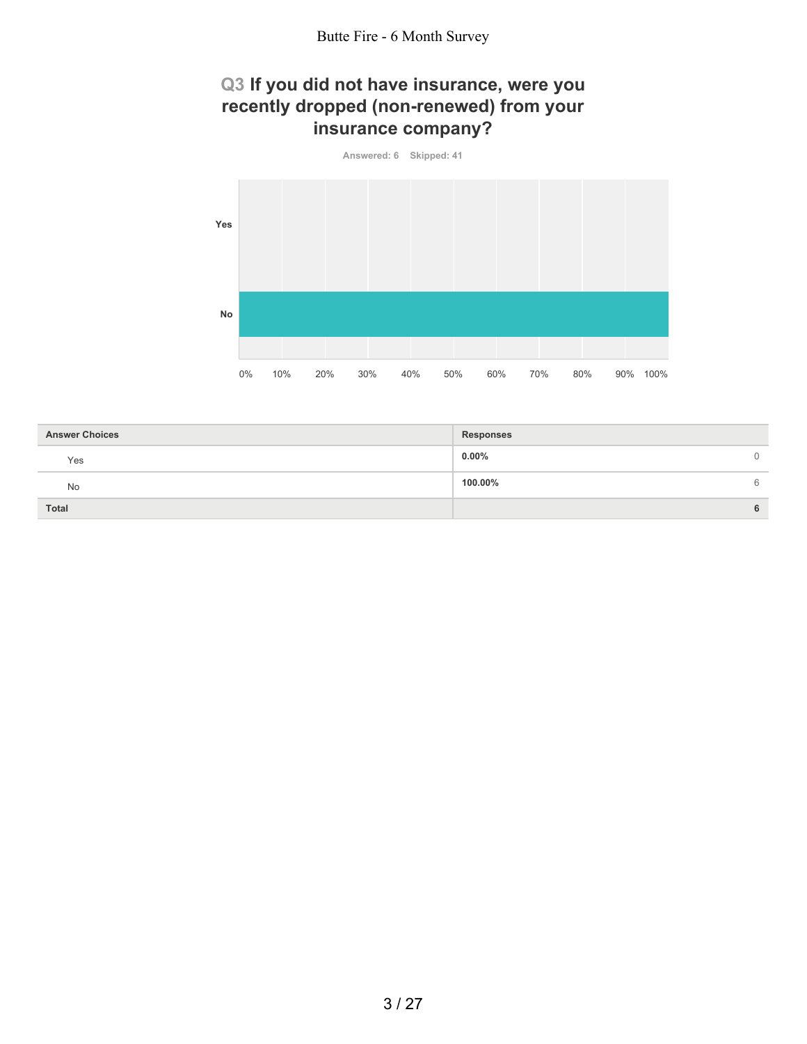## Q3 If you did not have insurance, were you recently dropped (non-renewed) from your insurance company?

Answered: 6 Skipped: 41

| Answer Choices | Responses | |
|---|---|---|
| Yes | 0.00% | 0 |
| No | 100.00% | 6 |
| **Total** | | **6** |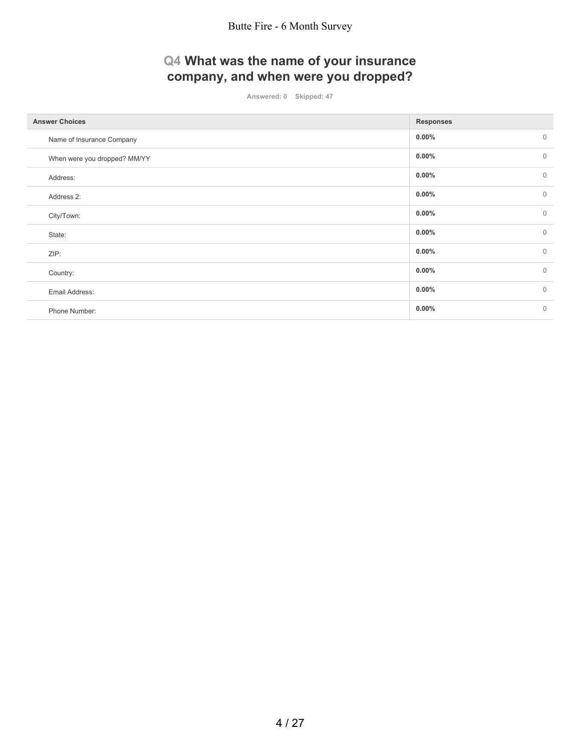## Q4 What was the name of your insurance company, and when were you dropped?

Answered: 0    Skipped: 47

| Answer Choices | Responses | |
|---|---|---|
| Name of Insurance Company | **0.00%** | 0 |
| When were you dropped? MM/YY | **0.00%** | 0 |
| Address: | **0.00%** | 0 |
| Address 2: | **0.00%** | 0 |
| City/Town: | **0.00%** | 0 |
| State: | **0.00%** | 0 |
| ZIP: | **0.00%** | 0 |
| Country: | **0.00%** | 0 |
| Email Address: | **0.00%** | 0 |
| Phone Number: | **0.00%** | 0 |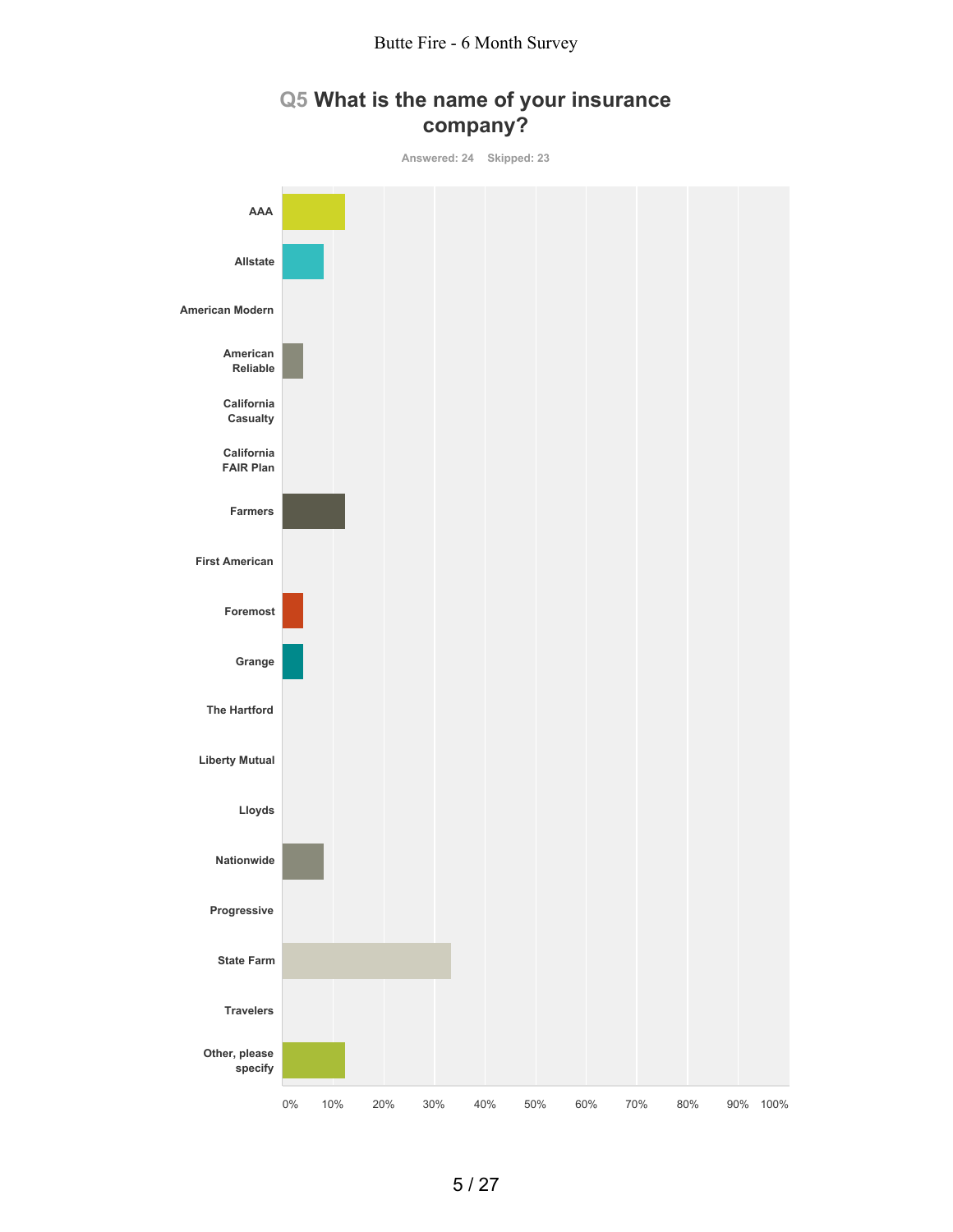# Q5 What is the name of your insurance company?

Answered: 24 Skipped: 23

| Answer Choices |
|---|
| AAA |
| Allstate |
| American Modern |
| American Reliable |
| California Casualty |
| California FAIR Plan |
| Farmers |
| First American |
| Foremost |
| Grange |
| The Hartford |
| Liberty Mutual |
| Lloyds |
| Nationwide |
| Progressive |
| State Farm |
| Travelers |
| Other, please specify |

0% 10% 20% 30% 40% 50% 60% 70% 80% 90% 100%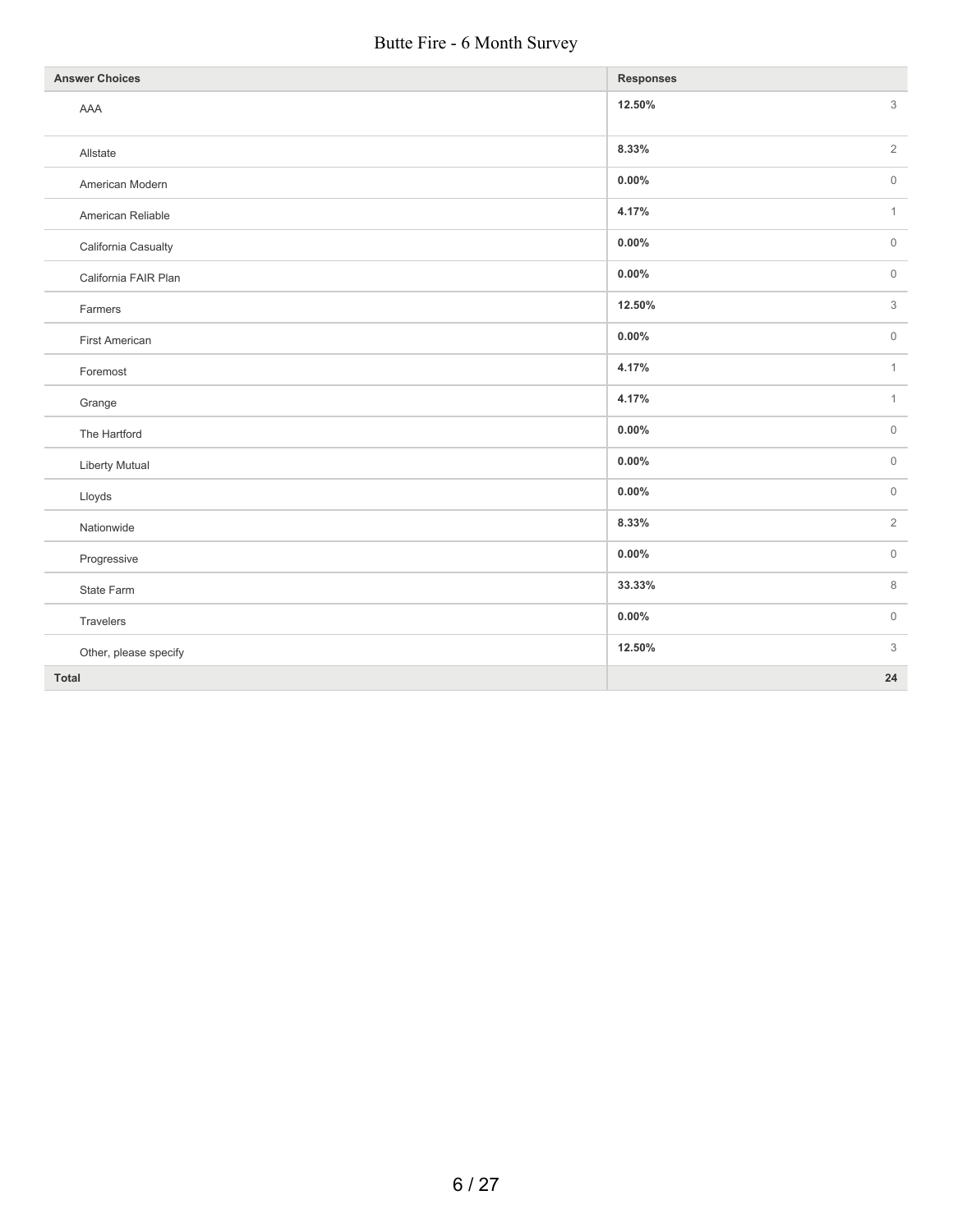| Answer Choices | Responses | |
|---|---|---|
| AAA | 12.50% | 3 |
| Allstate | 8.33% | 2 |
| American Modern | 0.00% | 0 |
| American Reliable | 4.17% | 1 |
| California Casualty | 0.00% | 0 |
| California FAIR Plan | 0.00% | 0 |
| Farmers | 12.50% | 3 |
| First American | 0.00% | 0 |
| Foremost | 4.17% | 1 |
| Grange | 4.17% | 1 |
| The Hartford | 0.00% | 0 |
| Liberty Mutual | 0.00% | 0 |
| Lloyds | 0.00% | 0 |
| Nationwide | 8.33% | 2 |
| Progressive | 0.00% | 0 |
| State Farm | 33.33% | 8 |
| Travelers | 0.00% | 0 |
| Other, please specify | 12.50% | 3 |
| **Total** | | **24** |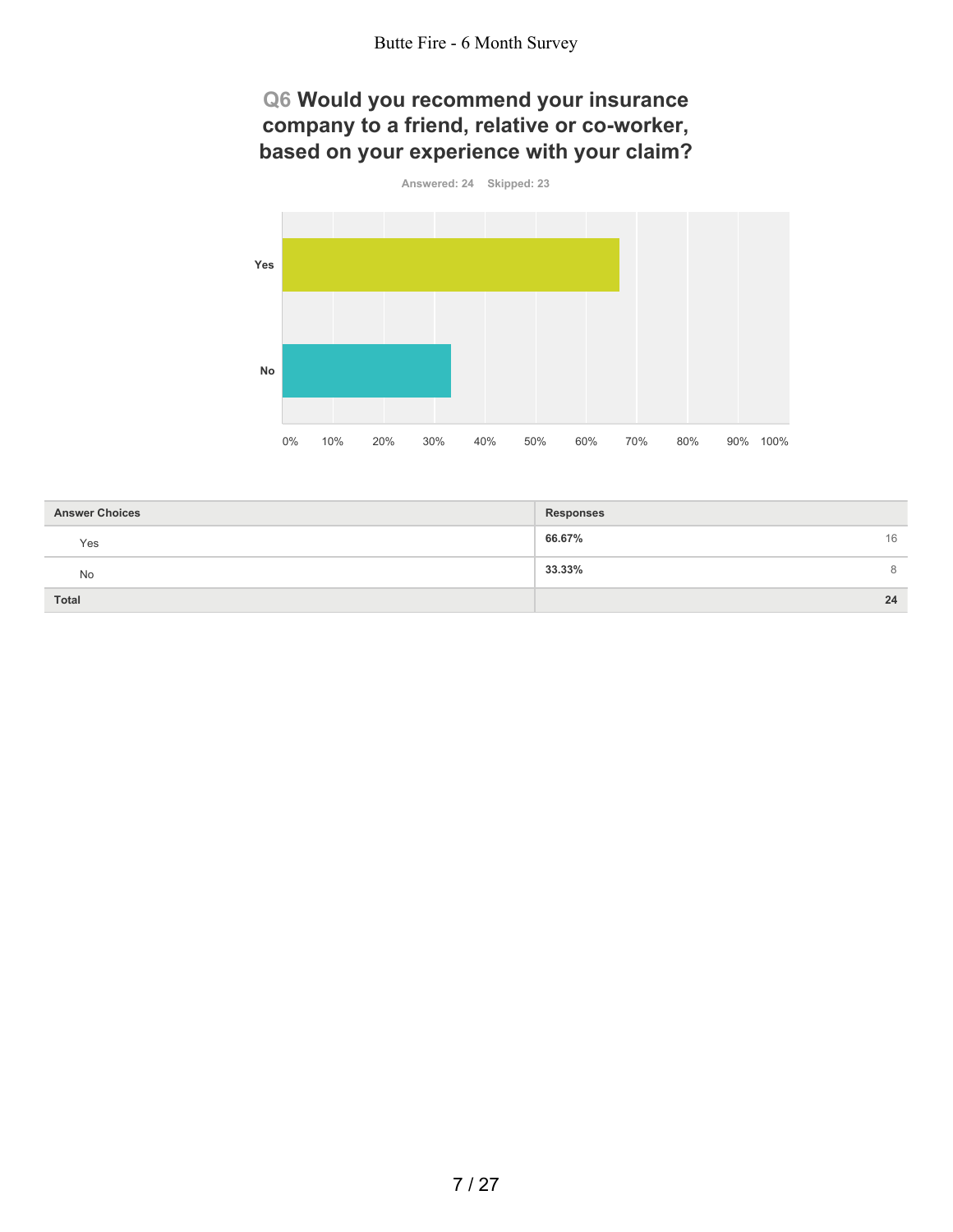## Q6 Would you recommend your insurance company to a friend, relative or co-worker, based on your experience with your claim?

Answered: 24 Skipped: 23

| Answer Choices | Responses | |
|---|---|---|
| Yes | 66.67% | 16 |
| No | 33.33% | 8 |
| Total | | 24 |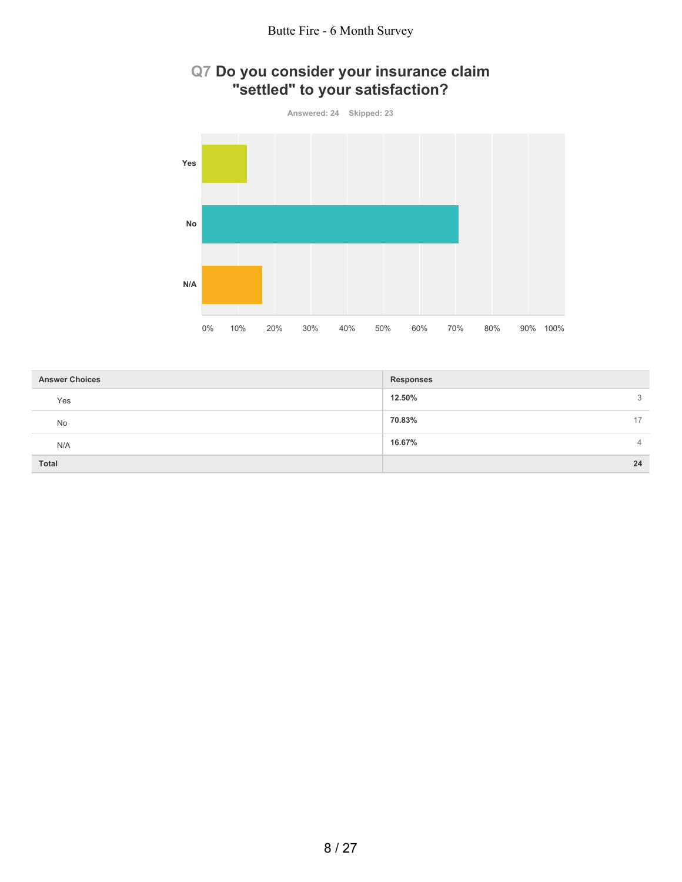## Q7 Do you consider your insurance claim "settled" to your satisfaction?

Answered: 24 Skipped: 23

| Answer Choices | Responses | |
|---|---|---|
| Yes | 12.50% | 3 |
| No | 70.83% | 17 |
| N/A | 16.67% | 4 |
| **Total** | | **24** |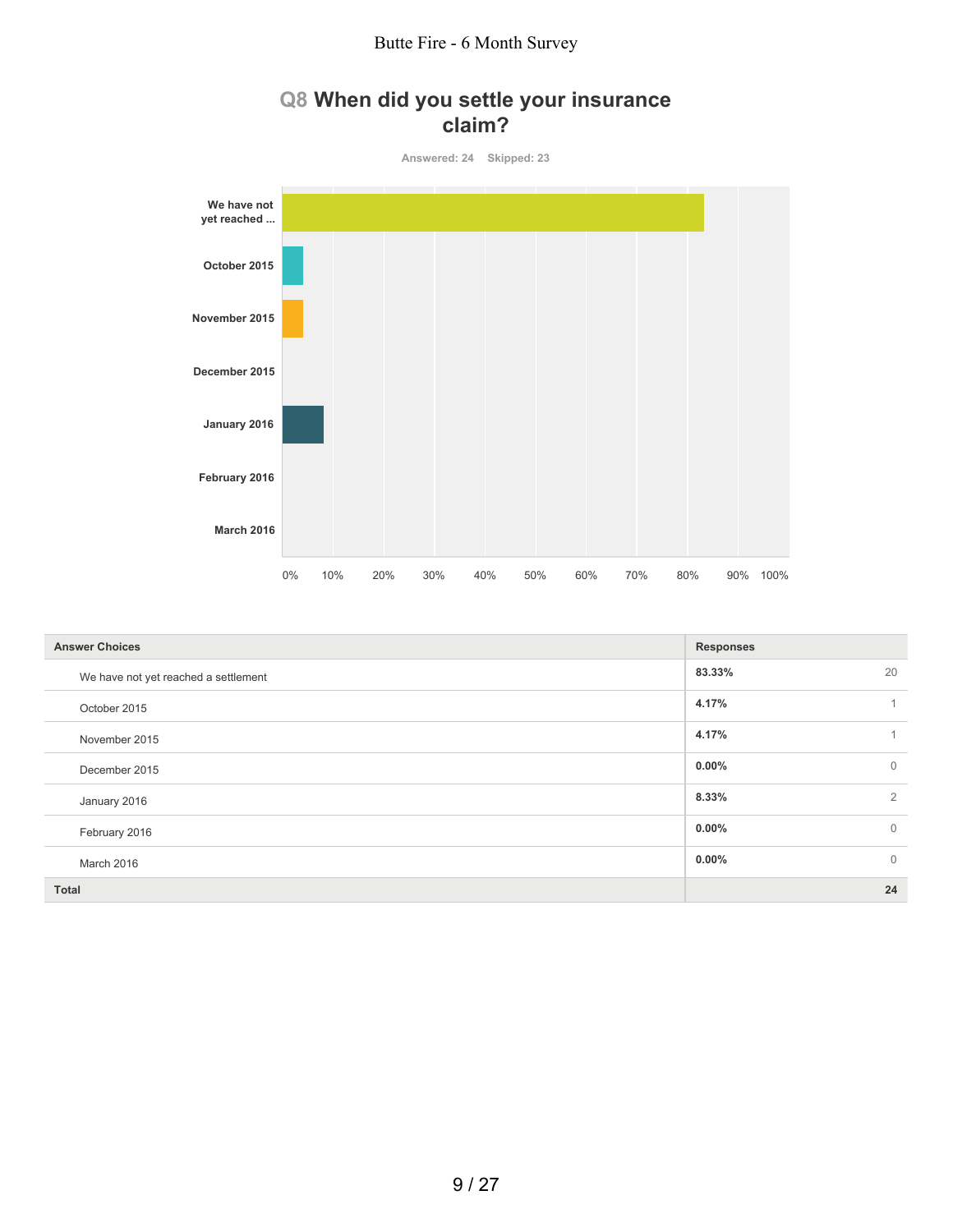## Q8 When did you settle your insurance claim?

Answered: 24 Skipped: 23

| Answer Choices | Responses | |
|---|---|---|
| We have not yet reached a settlement | 83.33% | 20 |
| October 2015 | 4.17% | 1 |
| November 2015 | 4.17% | 1 |
| December 2015 | 0.00% | 0 |
| January 2016 | 8.33% | 2 |
| February 2016 | 0.00% | 0 |
| March 2016 | 0.00% | 0 |
| **Total** | | **24** |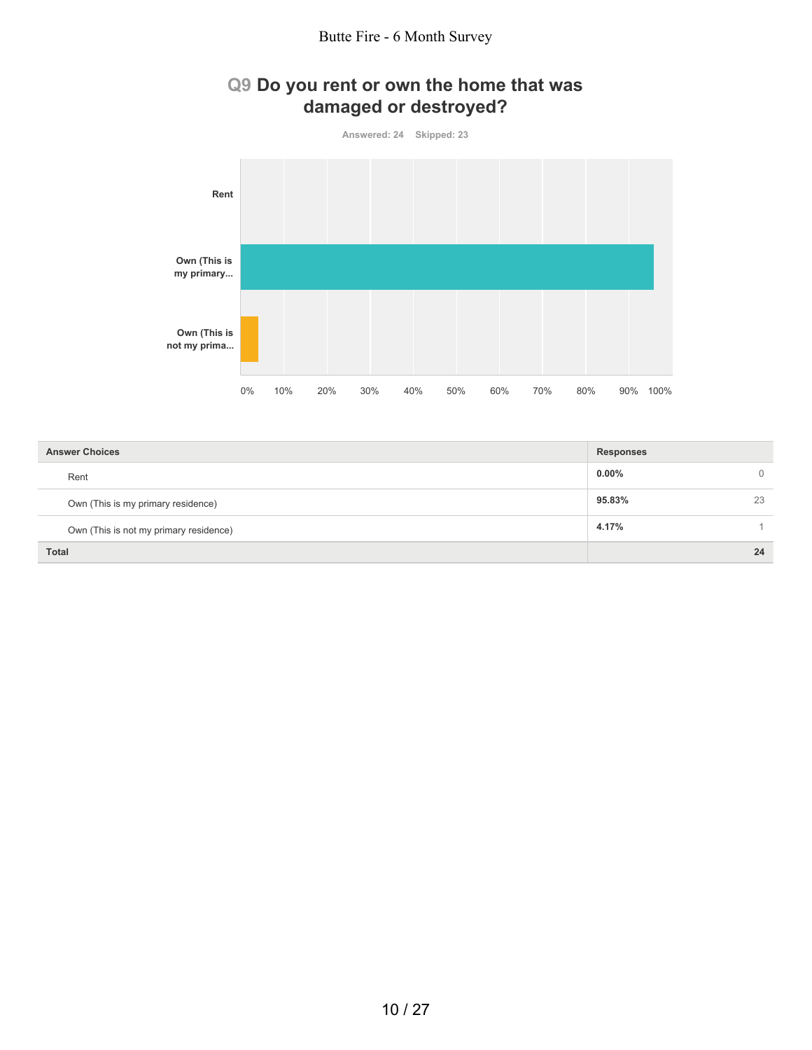## Q9 Do you rent or own the home that was damaged or destroyed?

Answered: 24 Skipped: 23

| Answer Choices | Responses | |
|---|---|---|
| Rent | 0.00% | 0 |
| Own (This is my primary residence) | 95.83% | 23 |
| Own (This is not my primary residence) | 4.17% | 1 |
| Total | | 24 |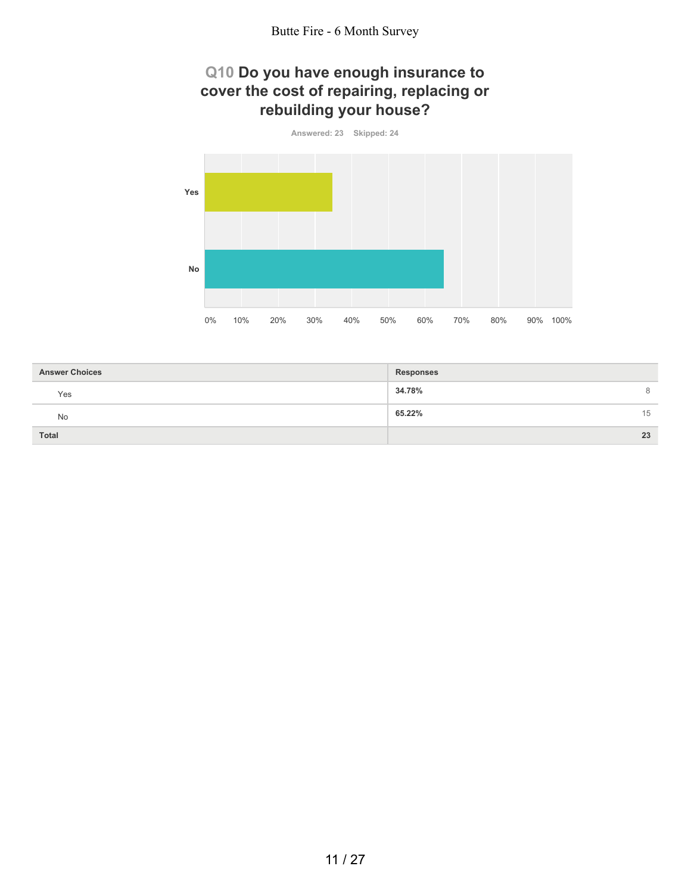## Q10 Do you have enough insurance to cover the cost of repairing, replacing or rebuilding your house?

Answered: 23 Skipped: 24

| Answer Choices | Responses | |
|---|---|---|
| Yes | **34.78%** | 8 |
| No | **65.22%** | 15 |
| **Total** | | **23** |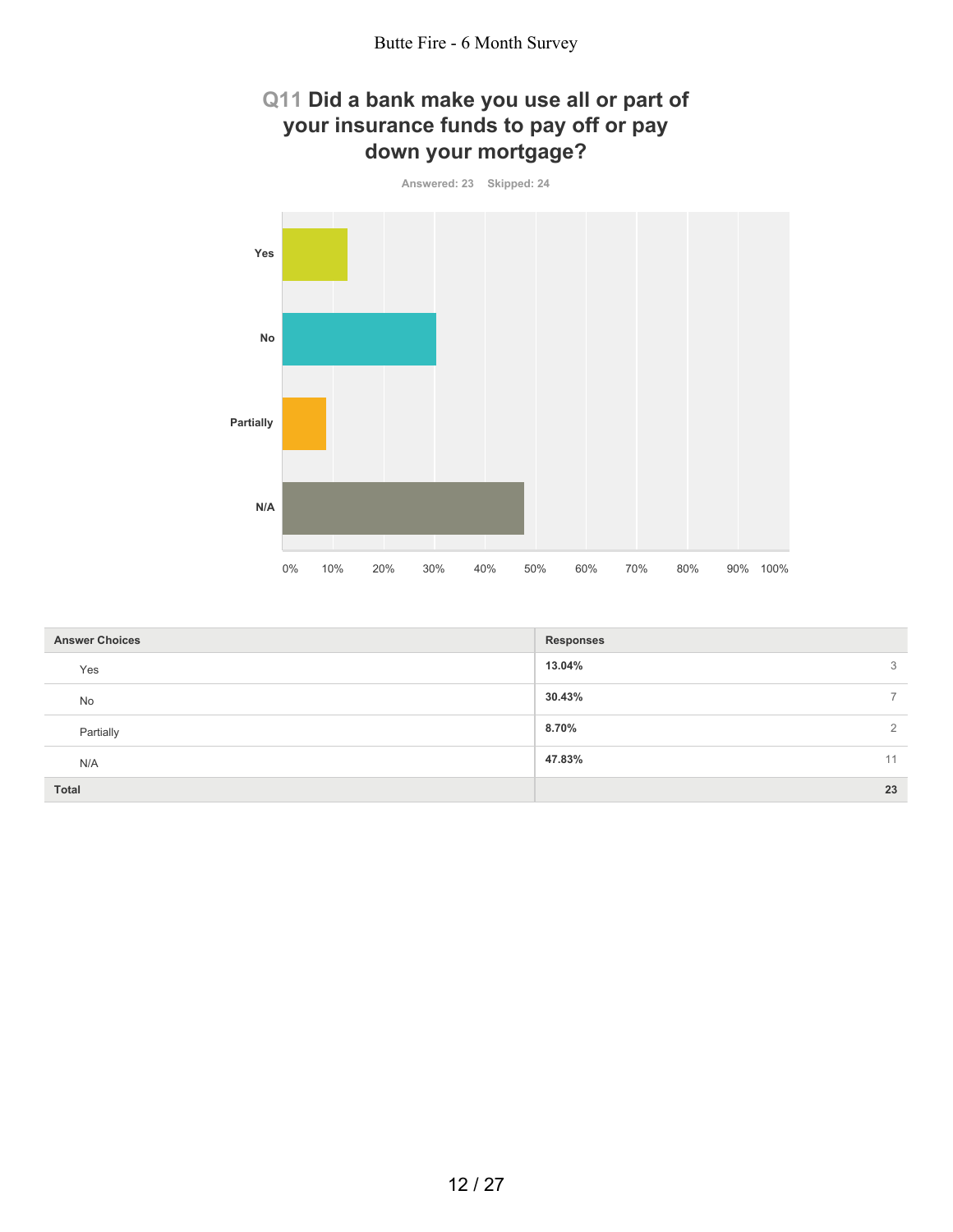## Q11 Did a bank make you use all or part of your insurance funds to pay off or pay down your mortgage?

Answered: 23 Skipped: 24

| Answer Choices | Responses | |
|---|---|---|
| Yes | **13.04%** | 3 |
| No | **30.43%** | 7 |
| Partially | **8.70%** | 2 |
| N/A | **47.83%** | 11 |
| **Total** | | **23** |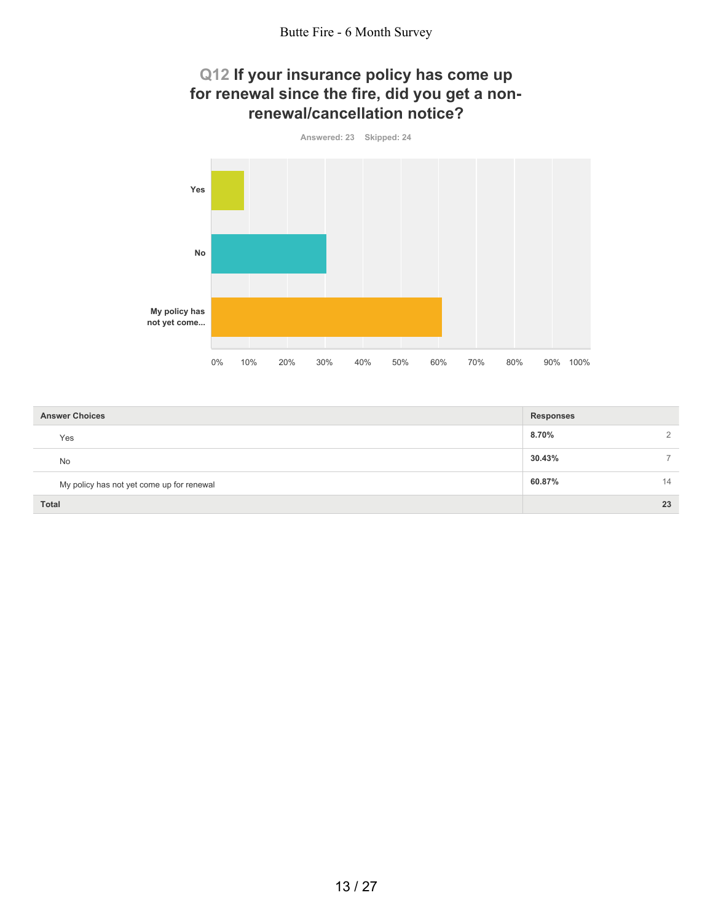## Q12 If your insurance policy has come up for renewal since the fire, did you get a non-renewal/cancellation notice?

Answered: 23 Skipped: 24

| Answer Choices | Responses | |
|---|---|---|
| Yes | 8.70% | 2 |
| No | 30.43% | 7 |
| My policy has not yet come up for renewal | 60.87% | 14 |
| **Total** | | **23** |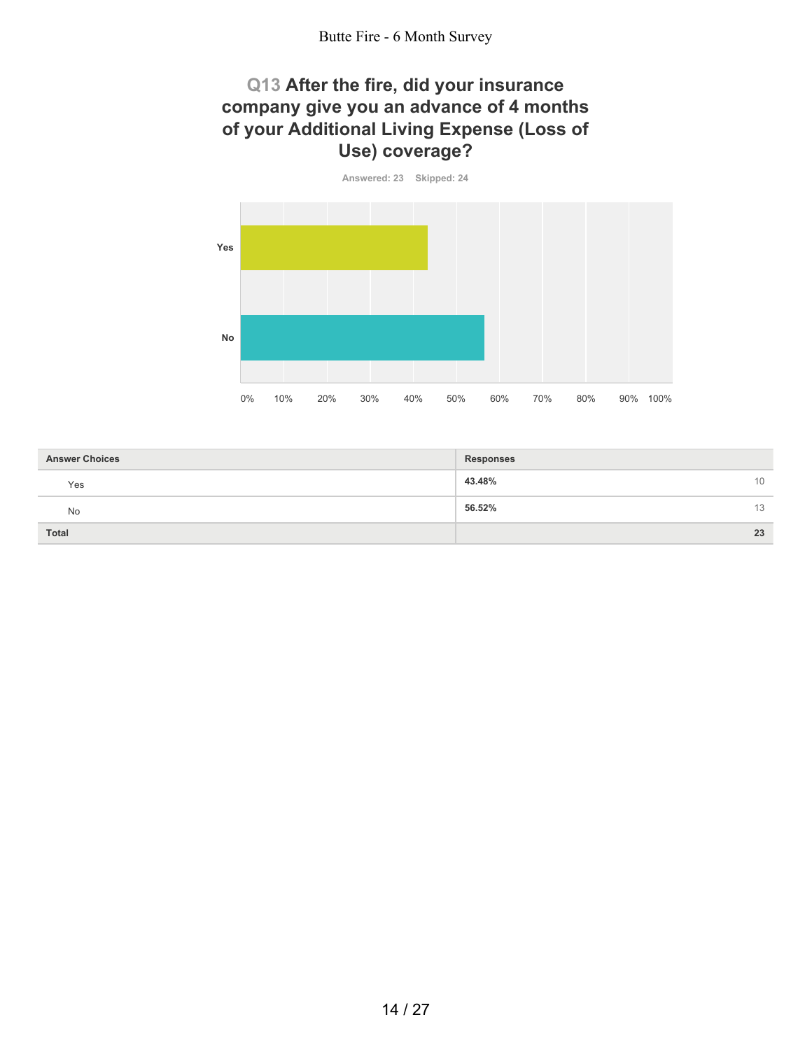## Q13 After the fire, did your insurance company give you an advance of 4 months of your Additional Living Expense (Loss of Use) coverage?

Answered: 23 Skipped: 24

| Answer Choices | Responses | |
|---|---|---|
| Yes | 43.48% | 10 |
| No | 56.52% | 13 |
| **Total** | | **23** |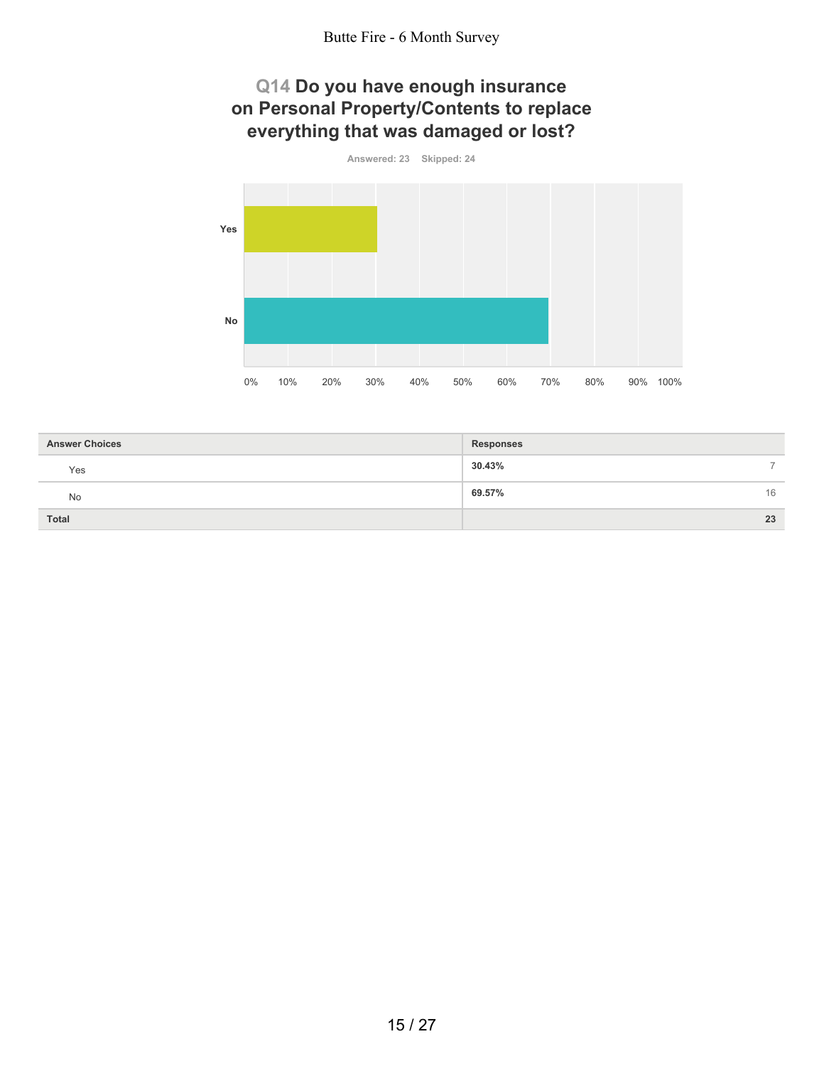## Q14 Do you have enough insurance on Personal Property/Contents to replace everything that was damaged or lost?

Answered: 23 Skipped: 24

| Answer Choices | Responses | |
|---|---|---|
| Yes | 30.43% | 7 |
| No | 69.57% | 16 |
| **Total** | | **23** |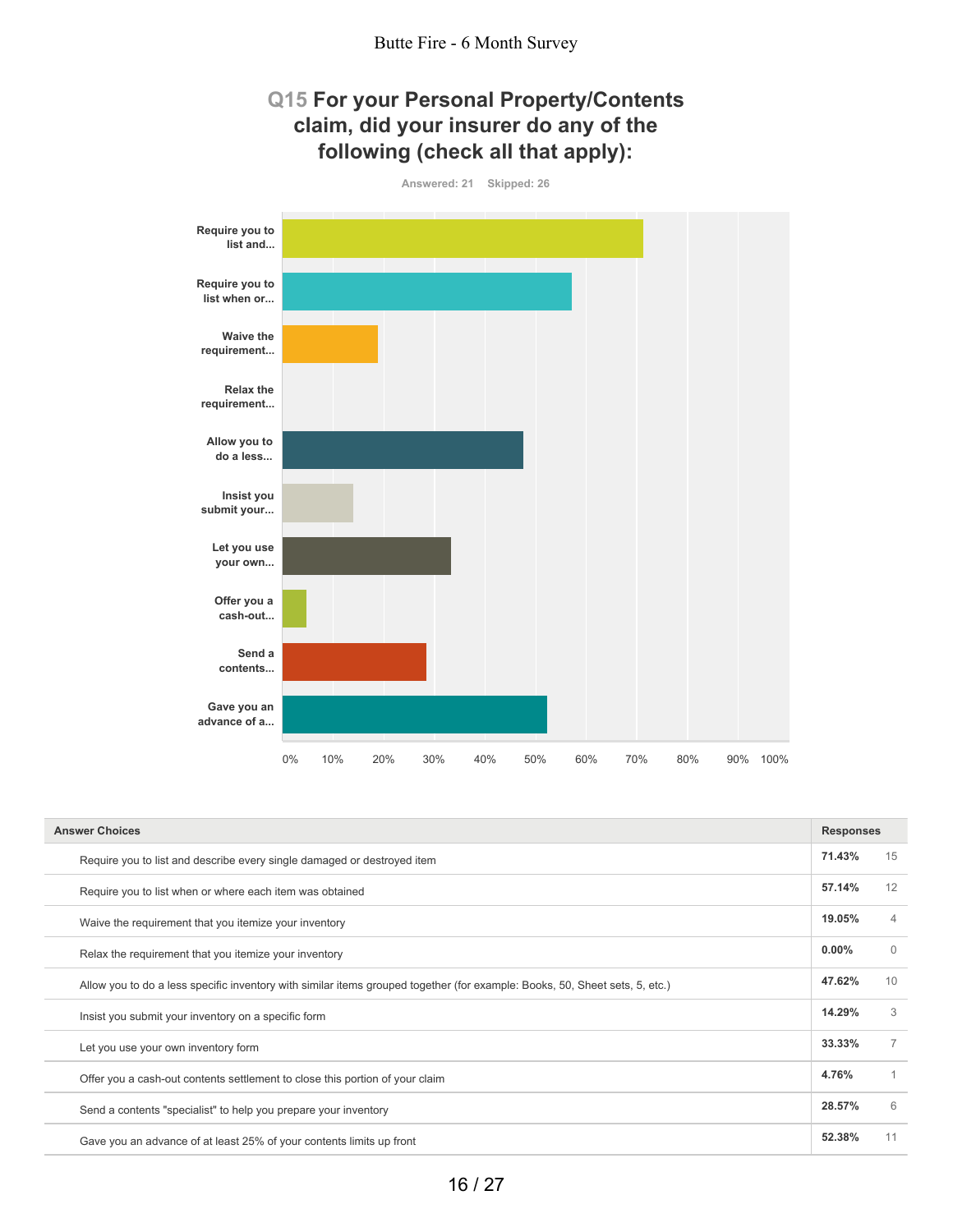## Q15 For your Personal Property/Contents claim, did your insurer do any of the following (check all that apply):

Answered: 21 Skipped: 26

| Answer Choices | Responses | |
|---|---|---|
| Require you to list and describe every single damaged or destroyed item | 71.43% | 15 |
| Require you to list when or where each item was obtained | 57.14% | 12 |
| Waive the requirement that you itemize your inventory | 19.05% | 4 |
| Relax the requirement that you itemize your inventory | 0.00% | 0 |
| Allow you to do a less specific inventory with similar items grouped together (for example: Books, 50, Sheet sets, 5, etc.) | 47.62% | 10 |
| Insist you submit your inventory on a specific form | 14.29% | 3 |
| Let you use your own inventory form | 33.33% | 7 |
| Offer you a cash-out contents settlement to close this portion of your claim | 4.76% | 1 |
| Send a contents "specialist" to help you prepare your inventory | 28.57% | 6 |
| Gave you an advance of at least 25% of your contents limits up front | 52.38% | 11 |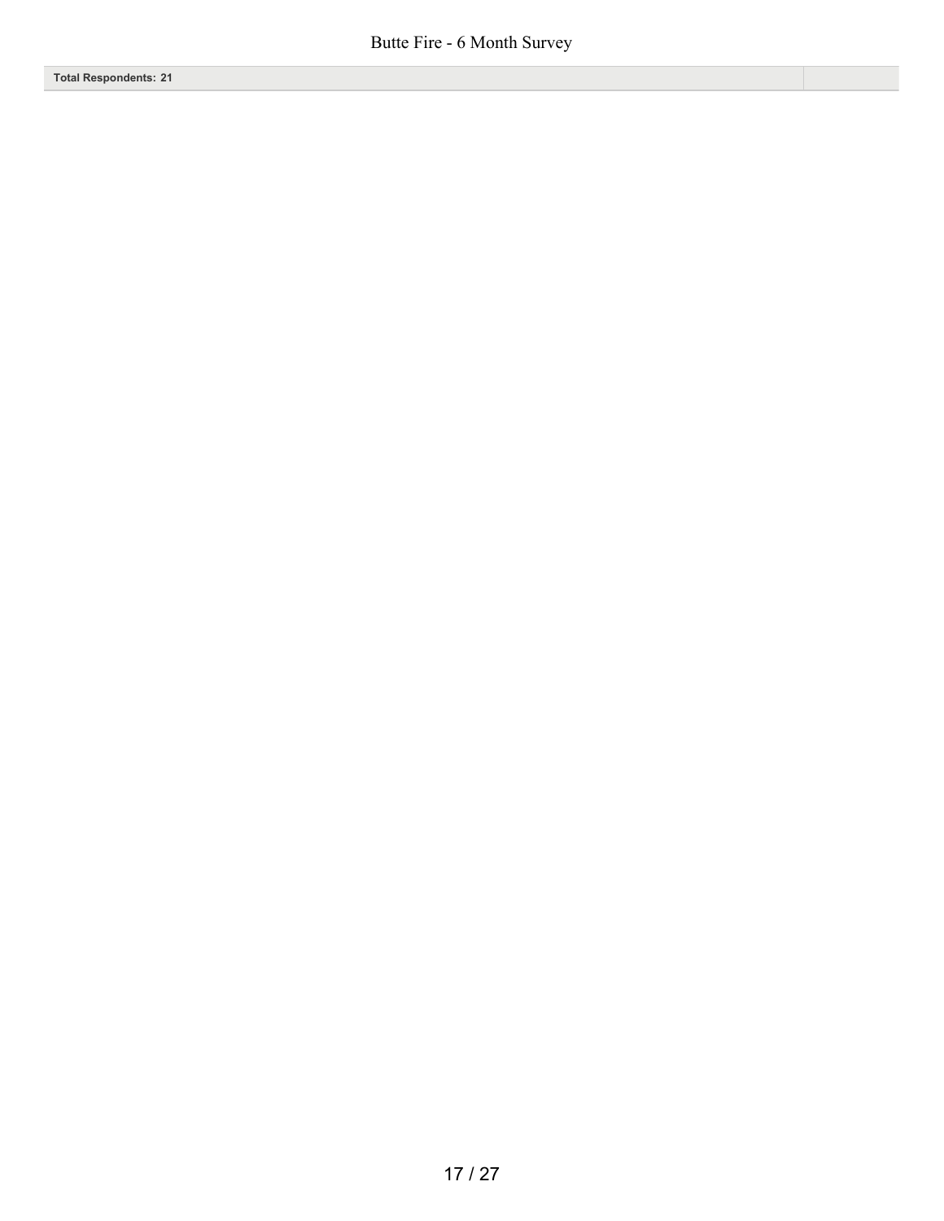| Total Respondents: 21 | |
| --- | --- |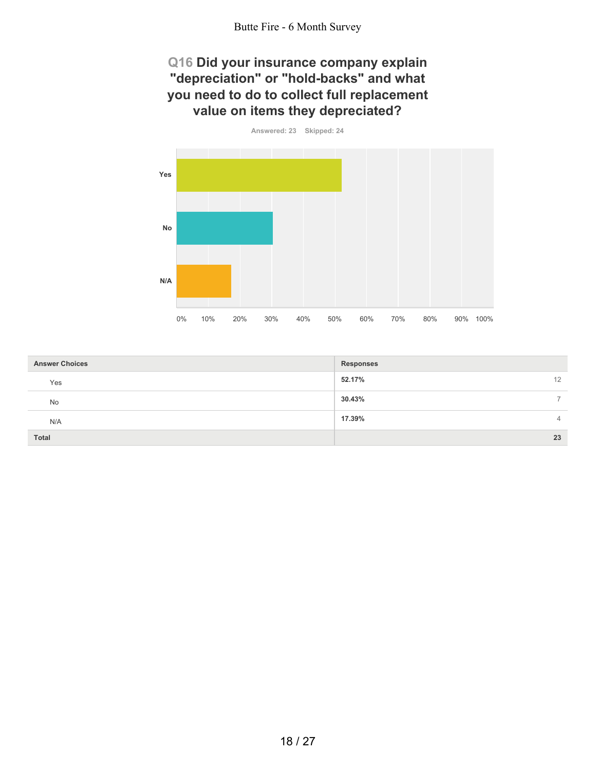## Q16 Did your insurance company explain "depreciation" or "hold-backs" and what you need to do to collect full replacement value on items they depreciated?

Answered: 23 Skipped: 24

| Answer Choices | Responses | |
|---|---|---|
| Yes | 52.17% | 12 |
| No | 30.43% | 7 |
| N/A | 17.39% | 4 |
| **Total** | | **23** |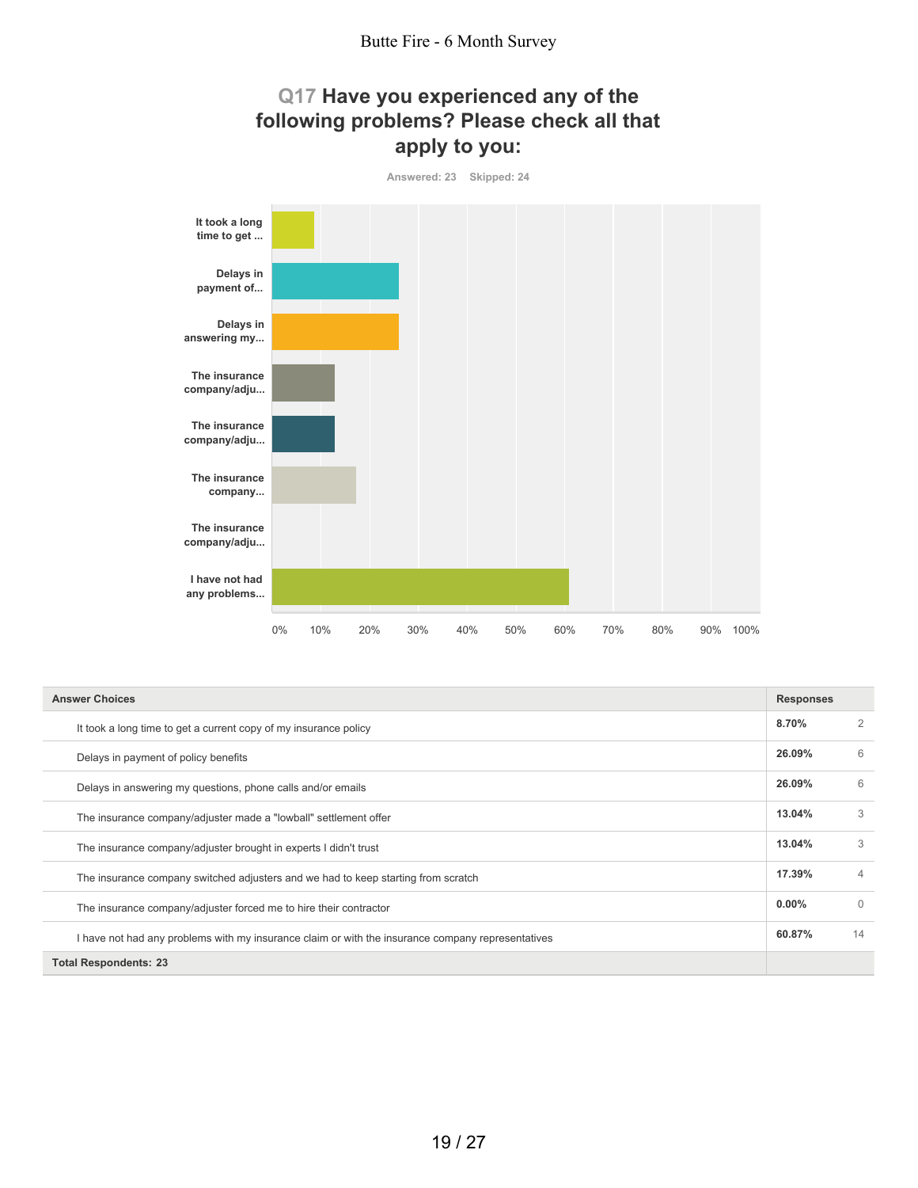## Q17 Have you experienced any of the following problems? Please check all that apply to you:

Answered: 23 Skipped: 24

| Answer Choices | Responses | |
|---|---|---|
| It took a long time to get a current copy of my insurance policy | 8.70% | 2 |
| Delays in payment of policy benefits | 26.09% | 6 |
| Delays in answering my questions, phone calls and/or emails | 26.09% | 6 |
| The insurance company/adjuster made a "lowball" settlement offer | 13.04% | 3 |
| The insurance company/adjuster brought in experts I didn't trust | 13.04% | 3 |
| The insurance company switched adjusters and we had to keep starting from scratch | 17.39% | 4 |
| The insurance company/adjuster forced me to hire their contractor | 0.00% | 0 |
| I have not had any problems with my insurance claim or with the insurance company representatives | 60.87% | 14 |
| **Total Respondents: 23** | | |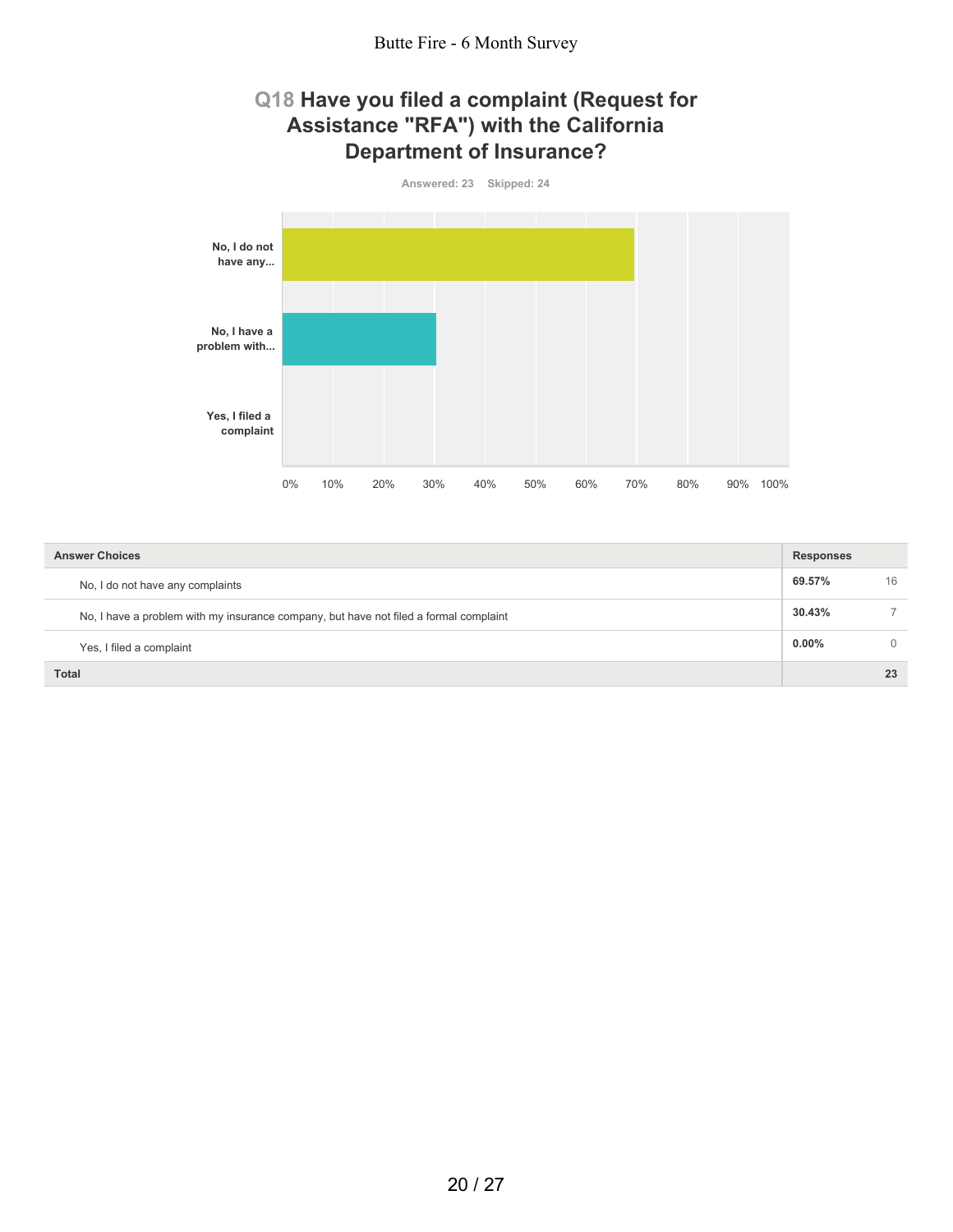## Q18 Have you filed a complaint (Request for Assistance "RFA") with the California Department of Insurance?

Answered: 23 Skipped: 24

| Answer Choices | Responses | |
|---|---|---|
| No, I do not have any complaints | 69.57% | 16 |
| No, I have a problem with my insurance company, but have not filed a formal complaint | 30.43% | 7 |
| Yes, I filed a complaint | 0.00% | 0 |
| **Total** | | **23** |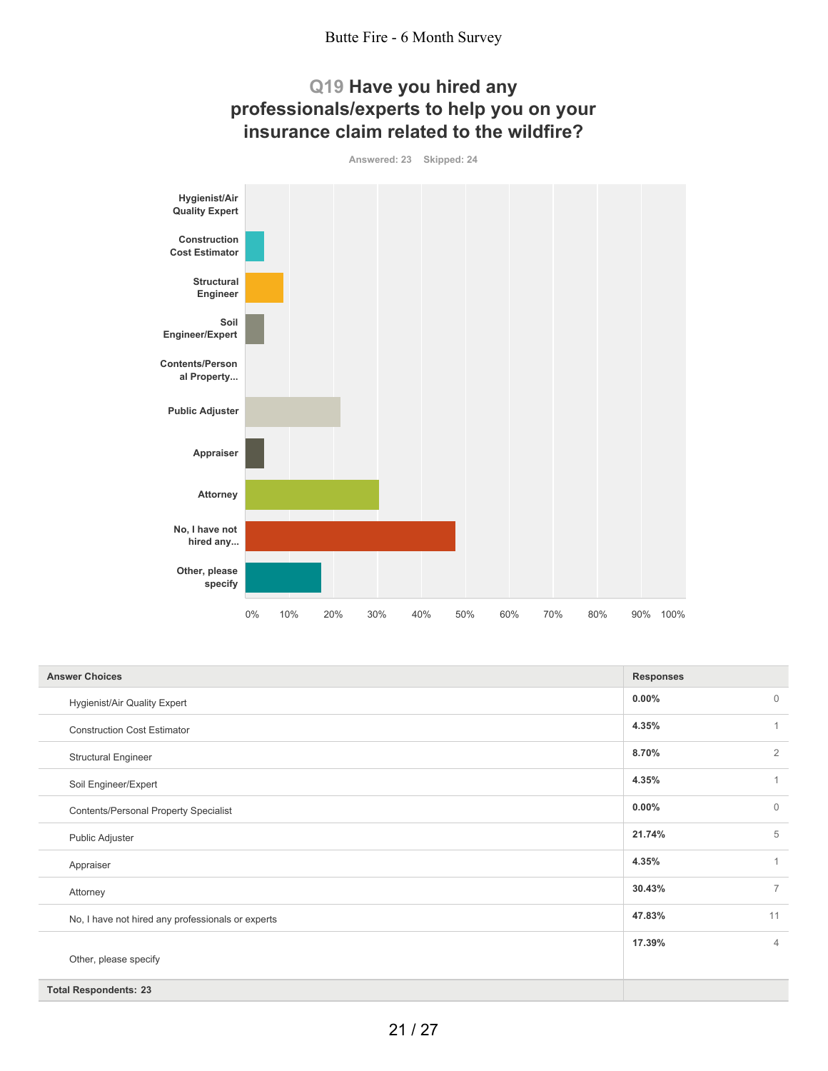## Q19 Have you hired any professionals/experts to help you on your insurance claim related to the wildfire?

Answered: 23 Skipped: 24

| Answer Choices | Responses | |
|---|---|---|
| Hygienist/Air Quality Expert | 0.00% | 0 |
| Construction Cost Estimator | 4.35% | 1 |
| Structural Engineer | 8.70% | 2 |
| Soil Engineer/Expert | 4.35% | 1 |
| Contents/Personal Property Specialist | 0.00% | 0 |
| Public Adjuster | 21.74% | 5 |
| Appraiser | 4.35% | 1 |
| Attorney | 30.43% | 7 |
| No, I have not hired any professionals or experts | 47.83% | 11 |
| Other, please specify | 17.39% | 4 |
| **Total Respondents: 23** | | |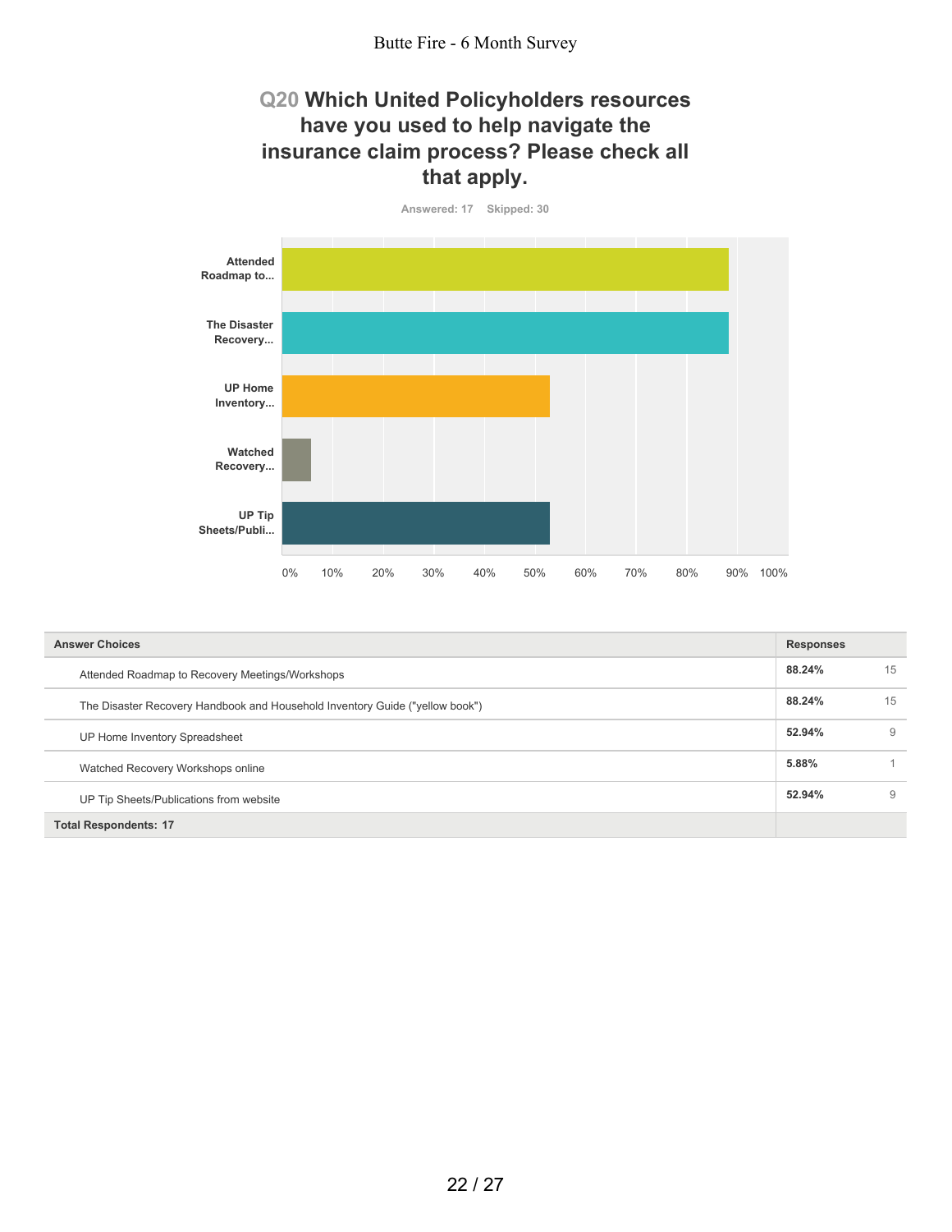## Q20 Which United Policyholders resources have you used to help navigate the insurance claim process? Please check all that apply.

Answered: 17 Skipped: 30

| Answer Choices | Responses | |
|---|---|---|
| Attended Roadmap to Recovery Meetings/Workshops | 88.24% | 15 |
| The Disaster Recovery Handbook and Household Inventory Guide ("yellow book") | 88.24% | 15 |
| UP Home Inventory Spreadsheet | 52.94% | 9 |
| Watched Recovery Workshops online | 5.88% | 1 |
| UP Tip Sheets/Publications from website | 52.94% | 9 |
| Total Respondents: 17 | | |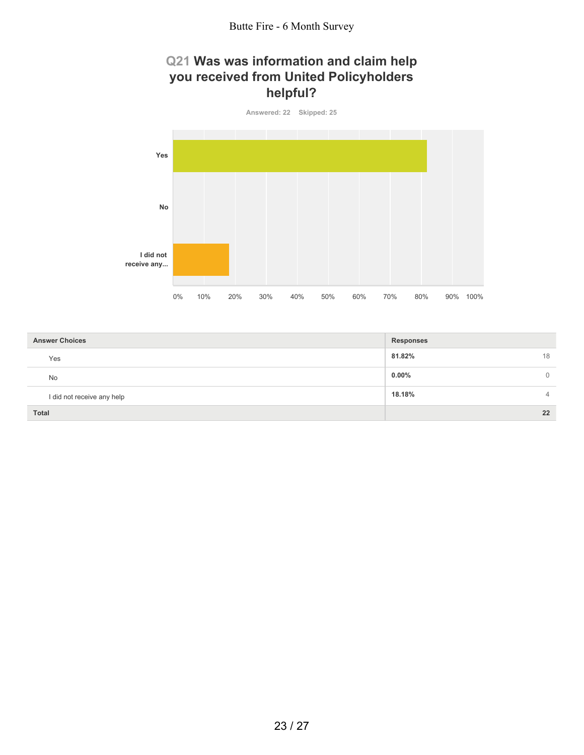## Q21 Was was information and claim help you received from United Policyholders helpful?

Answered: 22 Skipped: 25

| Answer Choices | Responses | |
|---|---|---|
| Yes | 81.82% | 18 |
| No | 0.00% | 0 |
| I did not receive any help | 18.18% | 4 |
| **Total** | | **22** |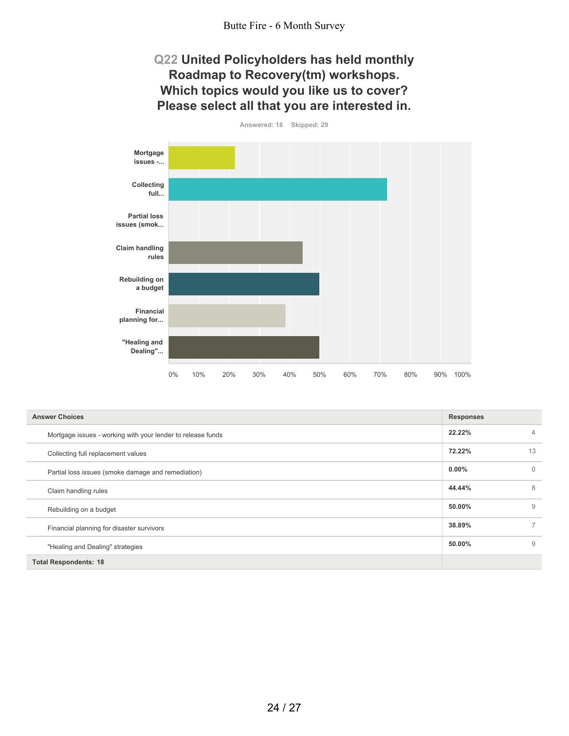## Q22 United Policyholders has held monthly Roadmap to Recovery(tm) workshops. Which topics would you like us to cover? Please select all that you are interested in.

Answered: 18 Skipped: 29

| Answer Choices | Responses | |
|---|---|---|
| Mortgage issues - working with your lender to release funds | 22.22% | 4 |
| Collecting full replacement values | 72.22% | 13 |
| Partial loss issues (smoke damage and remediation) | 0.00% | 0 |
| Claim handling rules | 44.44% | 8 |
| Rebuilding on a budget | 50.00% | 9 |
| Financial planning for disaster survivors | 38.89% | 7 |
| "Healing and Dealing" strategies | 50.00% | 9 |
| **Total Respondents: 18** | | |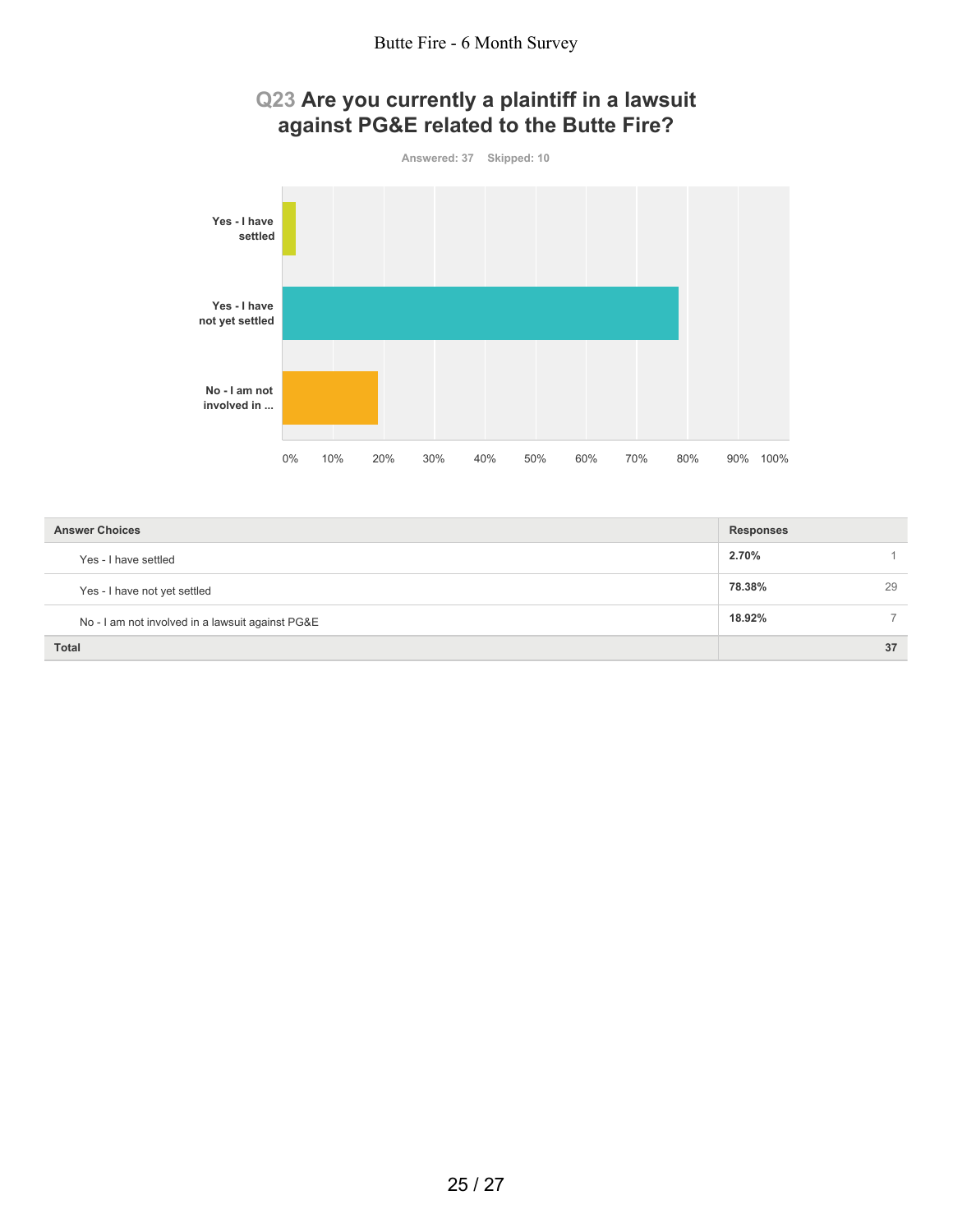## Q23 Are you currently a plaintiff in a lawsuit against PG&E related to the Butte Fire?

Answered: 37 Skipped: 10

| Answer Choices | Responses | |
|---|---|---|
| Yes - I have settled | 2.70% | 1 |
| Yes - I have not yet settled | 78.38% | 29 |
| No - I am not involved in a lawsuit against PG&E | 18.92% | 7 |
| **Total** | | **37** |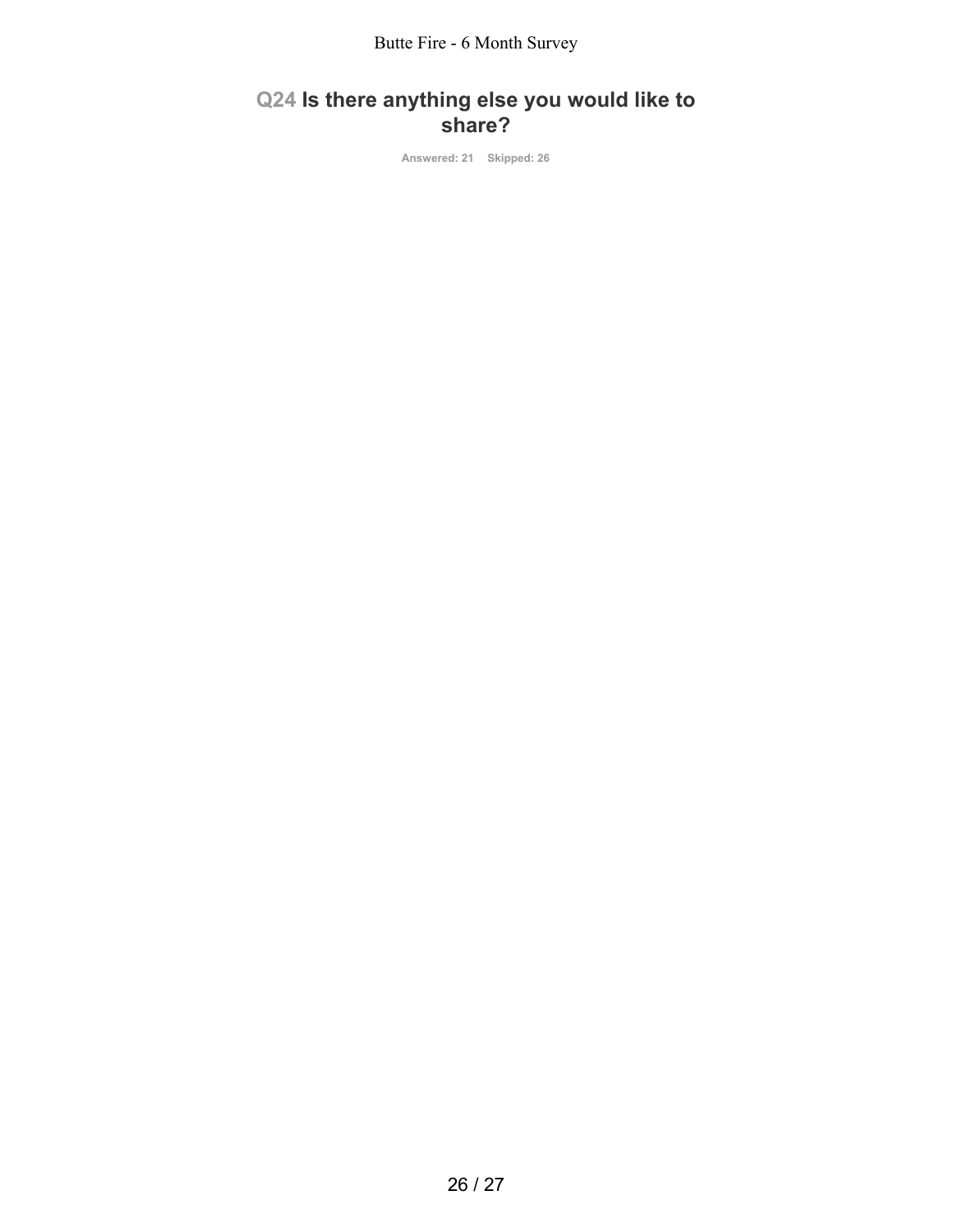## Q24 Is there anything else you would like to share?

Answered: 21 Skipped: 26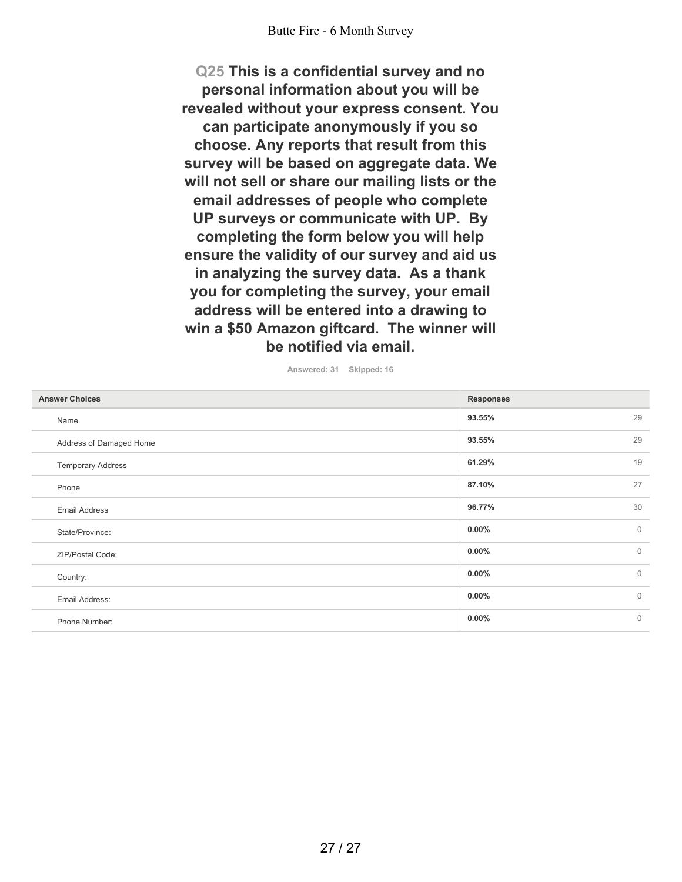**Q25 This is a confidential survey and no personal information about you will be revealed without your express consent. You can participate anonymously if you so choose. Any reports that result from this survey will be based on aggregate data. We will not sell or share our mailing lists or the email addresses of people who complete UP surveys or communicate with UP. By completing the form below you will help ensure the validity of our survey and aid us in analyzing the survey data. As a thank you for completing the survey, your email address will be entered into a drawing to win a $50 Amazon giftcard. The winner will be notified via email.**

Answered: 31 Skipped: 16

| Answer Choices | Responses | |
|---|---|---|
| Name | 93.55% | 29 |
| Address of Damaged Home | 93.55% | 29 |
| Temporary Address | 61.29% | 19 |
| Phone | 87.10% | 27 |
| Email Address | 96.77% | 30 |
| State/Province: | 0.00% | 0 |
| ZIP/Postal Code: | 0.00% | 0 |
| Country: | 0.00% | 0 |
| Email Address: | 0.00% | 0 |
| Phone Number: | 0.00% | 0 |